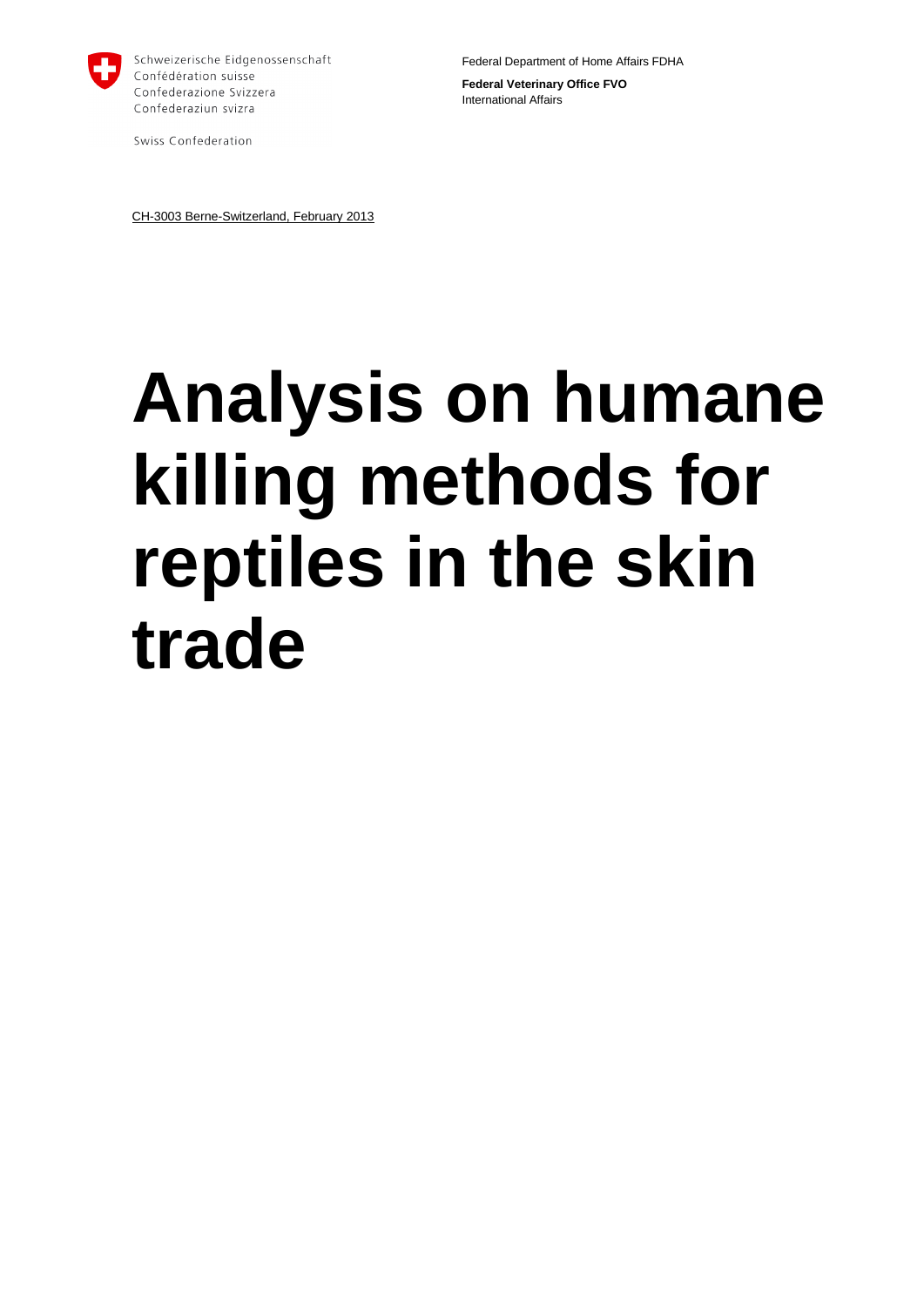Schweizerische Eidgenossenschaft
Confédération suisse
Confederazione Svizzera
Confederaziun svizra

Swiss Confederation

Federal Department of Home Affairs FDHA

**Federal Veterinary Office FVO**
International Affairs

CH-3003 Berne-Switzerland, February 2013

# Analysis on humane killing methods for reptiles in the skin trade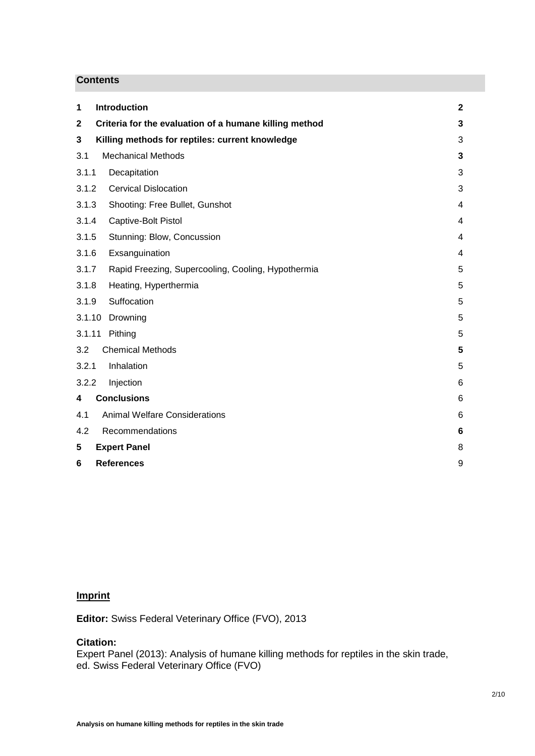## Contents

| | | |
|---|---|---|
| **1** | **Introduction** | **2** |
| **2** | **Criteria for the evaluation of a humane killing method** | **3** |
| **3** | **Killing methods for reptiles: current knowledge** | 3 |
| 3.1 | Mechanical Methods | **3** |
| 3.1.1 | Decapitation | 3 |
| 3.1.2 | Cervical Dislocation | 3 |
| 3.1.3 | Shooting: Free Bullet, Gunshot | 4 |
| 3.1.4 | Captive-Bolt Pistol | 4 |
| 3.1.5 | Stunning: Blow, Concussion | 4 |
| 3.1.6 | Exsanguination | 4 |
| 3.1.7 | Rapid Freezing, Supercooling, Cooling, Hypothermia | 5 |
| 3.1.8 | Heating, Hyperthermia | 5 |
| 3.1.9 | Suffocation | 5 |
| 3.1.10 | Drowning | 5 |
| 3.1.11 | Pithing | 5 |
| 3.2 | Chemical Methods | **5** |
| 3.2.1 | Inhalation | 5 |
| 3.2.2 | Injection | 6 |
| **4** | **Conclusions** | 6 |
| 4.1 | Animal Welfare Considerations | 6 |
| 4.2 | Recommendations | **6** |
| **5** | **Expert Panel** | 8 |
| **6** | **References** | 9 |

**Imprint**

**Editor:** Swiss Federal Veterinary Office (FVO), 2013

**Citation:**
Expert Panel (2013): Analysis of humane killing methods for reptiles in the skin trade, ed. Swiss Federal Veterinary Office (FVO)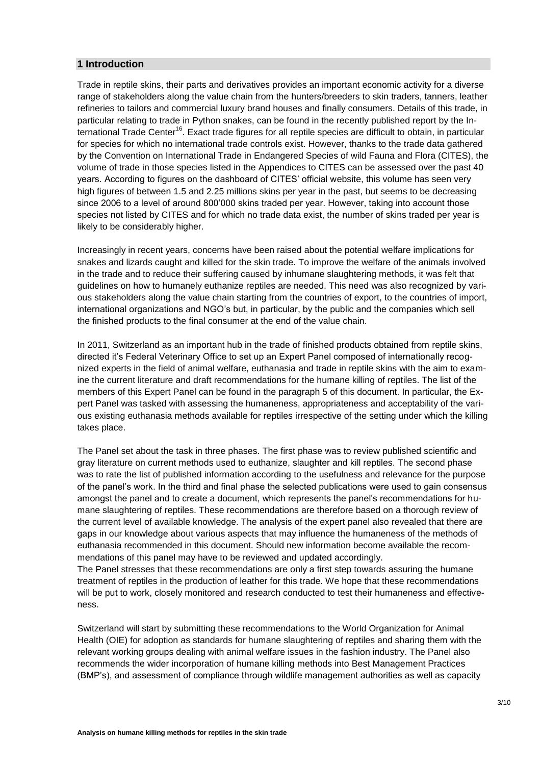## 1 Introduction

Trade in reptile skins, their parts and derivatives provides an important economic activity for a diverse range of stakeholders along the value chain from the hunters/breeders to skin traders, tanners, leather refineries to tailors and commercial luxury brand houses and finally consumers. Details of this trade, in particular relating to trade in Python snakes, can be found in the recently published report by the International Trade Center[16]. Exact trade figures for all reptile species are difficult to obtain, in particular for species for which no international trade controls exist. However, thanks to the trade data gathered by the Convention on International Trade in Endangered Species of wild Fauna and Flora (CITES), the volume of trade in those species listed in the Appendices to CITES can be assessed over the past 40 years. According to figures on the dashboard of CITES' official website, this volume has seen very high figures of between 1.5 and 2.25 millions skins per year in the past, but seems to be decreasing since 2006 to a level of around 800'000 skins traded per year. However, taking into account those species not listed by CITES and for which no trade data exist, the number of skins traded per year is likely to be considerably higher.

Increasingly in recent years, concerns have been raised about the potential welfare implications for snakes and lizards caught and killed for the skin trade. To improve the welfare of the animals involved in the trade and to reduce their suffering caused by inhumane slaughtering methods, it was felt that guidelines on how to humanely euthanize reptiles are needed. This need was also recognized by various stakeholders along the value chain starting from the countries of export, to the countries of import, international organizations and NGO's but, in particular, by the public and the companies which sell the finished products to the final consumer at the end of the value chain.

In 2011, Switzerland as an important hub in the trade of finished products obtained from reptile skins, directed it's Federal Veterinary Office to set up an Expert Panel composed of internationally recognized experts in the field of animal welfare, euthanasia and trade in reptile skins with the aim to examine the current literature and draft recommendations for the humane killing of reptiles. The list of the members of this Expert Panel can be found in the paragraph 5 of this document. In particular, the Expert Panel was tasked with assessing the humaneness, appropriateness and acceptability of the various existing euthanasia methods available for reptiles irrespective of the setting under which the killing takes place.

The Panel set about the task in three phases. The first phase was to review published scientific and gray literature on current methods used to euthanize, slaughter and kill reptiles. The second phase was to rate the list of published information according to the usefulness and relevance for the purpose of the panel's work. In the third and final phase the selected publications were used to gain consensus amongst the panel and to create a document, which represents the panel's recommendations for humane slaughtering of reptiles. These recommendations are therefore based on a thorough review of the current level of available knowledge. The analysis of the expert panel also revealed that there are gaps in our knowledge about various aspects that may influence the humaneness of the methods of euthanasia recommended in this document. Should new information become available the recommendations of this panel may have to be reviewed and updated accordingly.

The Panel stresses that these recommendations are only a first step towards assuring the humane treatment of reptiles in the production of leather for this trade. We hope that these recommendations will be put to work, closely monitored and research conducted to test their humaneness and effectiveness.

Switzerland will start by submitting these recommendations to the World Organization for Animal Health (OIE) for adoption as standards for humane slaughtering of reptiles and sharing them with the relevant working groups dealing with animal welfare issues in the fashion industry. The Panel also recommends the wider incorporation of humane killing methods into Best Management Practices (BMP's), and assessment of compliance through wildlife management authorities as well as capacity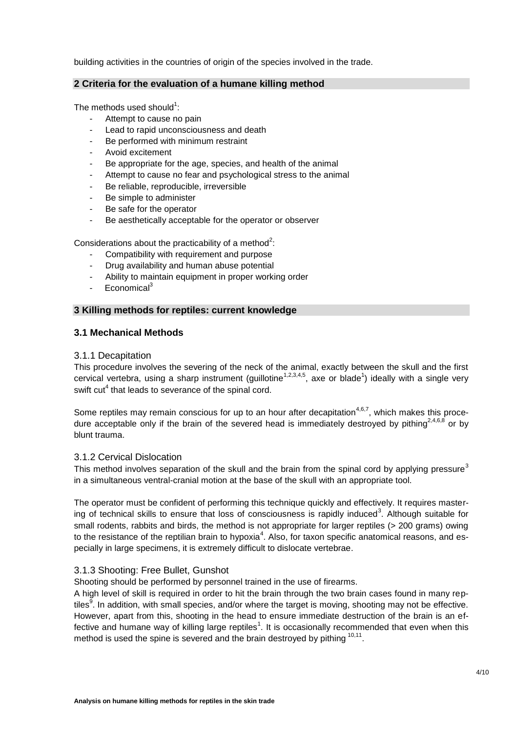building activities in the countries of origin of the species involved in the trade.

## 2 Criteria for the evaluation of a humane killing method

The methods used should[1]:

- Attempt to cause no pain
- Lead to rapid unconsciousness and death
- Be performed with minimum restraint
- Avoid excitement
- Be appropriate for the age, species, and health of the animal
- Attempt to cause no fear and psychological stress to the animal
- Be reliable, reproducible, irreversible
- Be simple to administer
- Be safe for the operator
- Be aesthetically acceptable for the operator or observer

Considerations about the practicability of a method[2]:

- Compatibility with requirement and purpose
- Drug availability and human abuse potential
- Ability to maintain equipment in proper working order
- Economical[3]

## 3 Killing methods for reptiles: current knowledge

### 3.1 Mechanical Methods

#### 3.1.1 Decapitation

This procedure involves the severing of the neck of the animal, exactly between the skull and the first cervical vertebra, using a sharp instrument (guillotine[1,2,3,4,5], axe or blade[1]) ideally with a single very swift cut[4] that leads to severance of the spinal cord.

Some reptiles may remain conscious for up to an hour after decapitation[4,6,7], which makes this procedure acceptable only if the brain of the severed head is immediately destroyed by pithing[2,4,6,8] or by blunt trauma.

#### 3.1.2 Cervical Dislocation

This method involves separation of the skull and the brain from the spinal cord by applying pressure[3] in a simultaneous ventral-cranial motion at the base of the skull with an appropriate tool.

The operator must be confident of performing this technique quickly and effectively. It requires mastering of technical skills to ensure that loss of consciousness is rapidly induced[3]. Although suitable for small rodents, rabbits and birds, the method is not appropriate for larger reptiles (> 200 grams) owing to the resistance of the reptilian brain to hypoxia[4]. Also, for taxon specific anatomical reasons, and especially in large specimens, it is extremely difficult to dislocate vertebrae.

#### 3.1.3 Shooting: Free Bullet, Gunshot

Shooting should be performed by personnel trained in the use of firearms.

A high level of skill is required in order to hit the brain through the two brain cases found in many reptiles[9]. In addition, with small species, and/or where the target is moving, shooting may not be effective. However, apart from this, shooting in the head to ensure immediate destruction of the brain is an effective and humane way of killing large reptiles[1]. It is occasionally recommended that even when this method is used the spine is severed and the brain destroyed by pithing [10,11].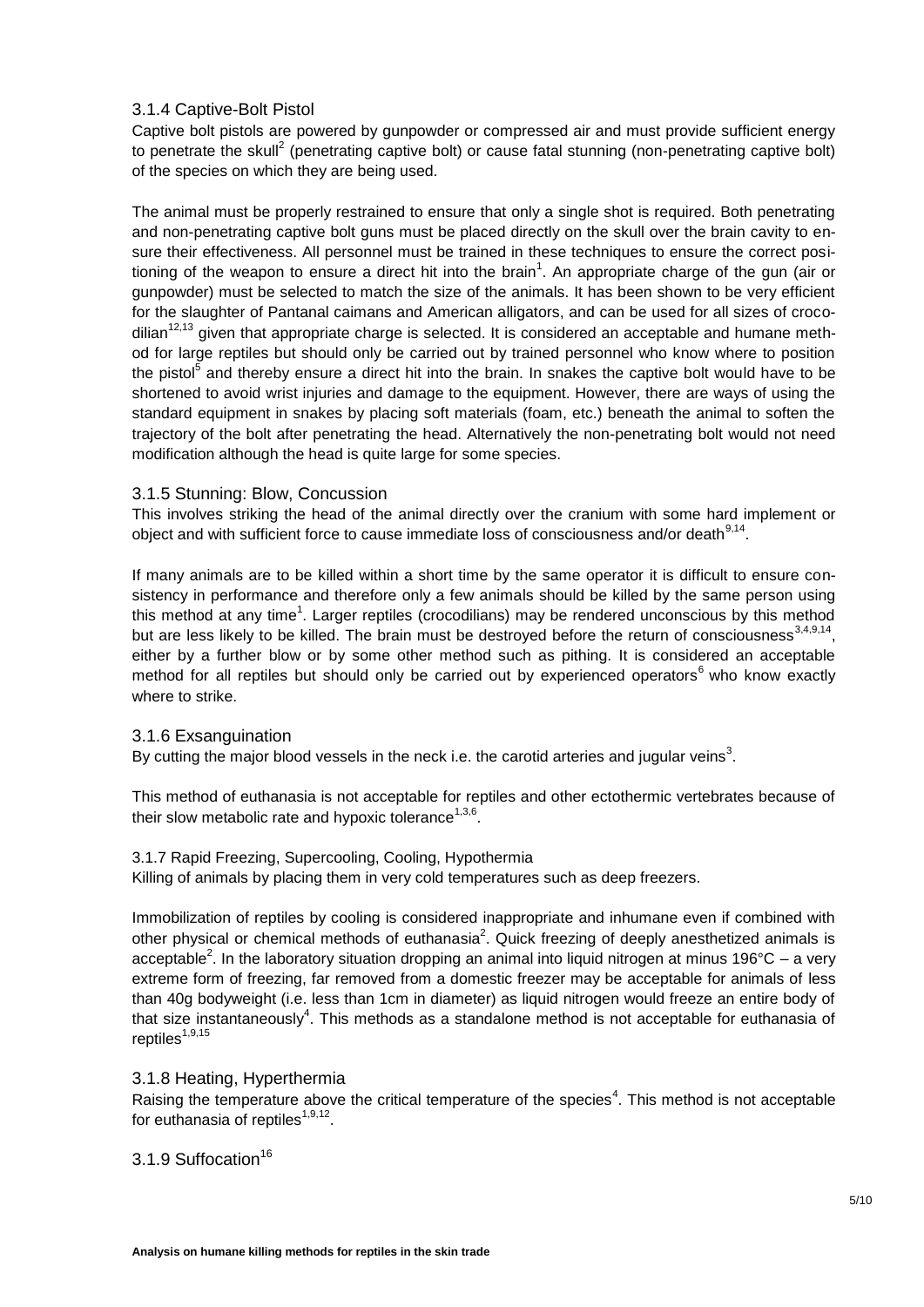### 3.1.4 Captive-Bolt Pistol

Captive bolt pistols are powered by gunpowder or compressed air and must provide sufficient energy to penetrate the skull[2] (penetrating captive bolt) or cause fatal stunning (non-penetrating captive bolt) of the species on which they are being used.

The animal must be properly restrained to ensure that only a single shot is required. Both penetrating and non-penetrating captive bolt guns must be placed directly on the skull over the brain cavity to ensure their effectiveness. All personnel must be trained in these techniques to ensure the correct positioning of the weapon to ensure a direct hit into the brain[1]. An appropriate charge of the gun (air or gunpowder) must be selected to match the size of the animals. It has been shown to be very efficient for the slaughter of Pantanal caimans and American alligators, and can be used for all sizes of crocodilian[12,13] given that appropriate charge is selected. It is considered an acceptable and humane method for large reptiles but should only be carried out by trained personnel who know where to position the pistol[5] and thereby ensure a direct hit into the brain. In snakes the captive bolt would have to be shortened to avoid wrist injuries and damage to the equipment. However, there are ways of using the standard equipment in snakes by placing soft materials (foam, etc.) beneath the animal to soften the trajectory of the bolt after penetrating the head. Alternatively the non-penetrating bolt would not need modification although the head is quite large for some species.

### 3.1.5 Stunning: Blow, Concussion

This involves striking the head of the animal directly over the cranium with some hard implement or object and with sufficient force to cause immediate loss of consciousness and/or death[9,14].

If many animals are to be killed within a short time by the same operator it is difficult to ensure consistency in performance and therefore only a few animals should be killed by the same person using this method at any time[1]. Larger reptiles (crocodilians) may be rendered unconscious by this method but are less likely to be killed. The brain must be destroyed before the return of consciousness[3,4,9,14], either by a further blow or by some other method such as pithing. It is considered an acceptable method for all reptiles but should only be carried out by experienced operators[6] who know exactly where to strike.

### 3.1.6 Exsanguination

By cutting the major blood vessels in the neck i.e. the carotid arteries and jugular veins[3].

This method of euthanasia is not acceptable for reptiles and other ectothermic vertebrates because of their slow metabolic rate and hypoxic tolerance[1,3,6].

### 3.1.7 Rapid Freezing, Supercooling, Cooling, Hypothermia

Killing of animals by placing them in very cold temperatures such as deep freezers.

Immobilization of reptiles by cooling is considered inappropriate and inhumane even if combined with other physical or chemical methods of euthanasia[2]. Quick freezing of deeply anesthetized animals is acceptable[2]. In the laboratory situation dropping an animal into liquid nitrogen at minus 196°C – a very extreme form of freezing, far removed from a domestic freezer may be acceptable for animals of less than 40g bodyweight (i.e. less than 1cm in diameter) as liquid nitrogen would freeze an entire body of that size instantaneously[4]. This methods as a standalone method is not acceptable for euthanasia of reptiles[1,9,15]

### 3.1.8 Heating, Hyperthermia

Raising the temperature above the critical temperature of the species[4]. This method is not acceptable for euthanasia of reptiles[1,9,12].

### 3.1.9 Suffocation[16]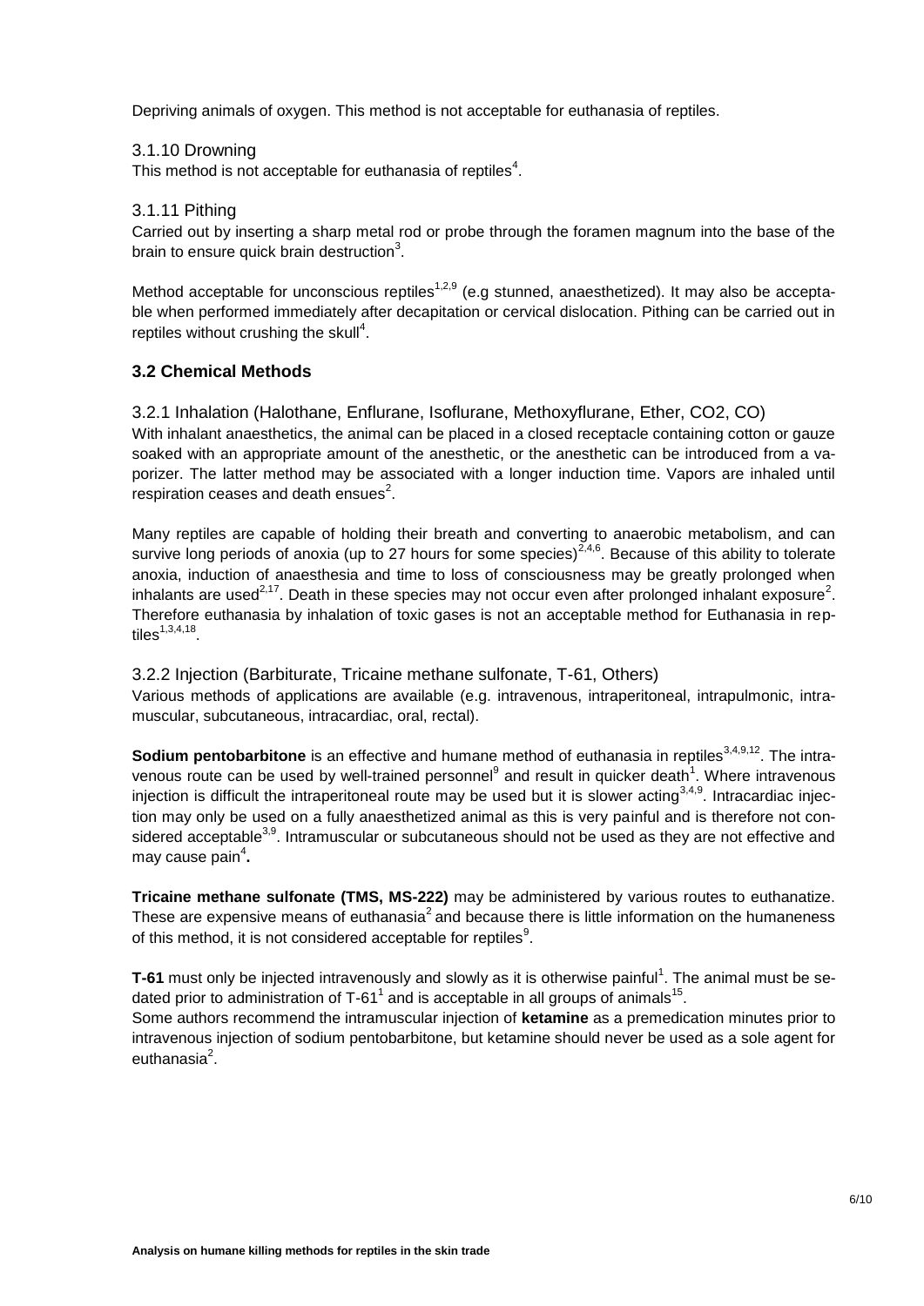Depriving animals of oxygen. This method is not acceptable for euthanasia of reptiles.

### 3.1.10 Drowning

This method is not acceptable for euthanasia of reptiles[4].

### 3.1.11 Pithing

Carried out by inserting a sharp metal rod or probe through the foramen magnum into the base of the brain to ensure quick brain destruction[3].

Method acceptable for unconscious reptiles[1,2,9] (e.g stunned, anaesthetized). It may also be acceptable when performed immediately after decapitation or cervical dislocation. Pithing can be carried out in reptiles without crushing the skull[4].

## 3.2 Chemical Methods

### 3.2.1 Inhalation (Halothane, Enflurane, Isoflurane, Methoxyflurane, Ether, CO2, CO)

With inhalant anaesthetics, the animal can be placed in a closed receptacle containing cotton or gauze soaked with an appropriate amount of the anesthetic, or the anesthetic can be introduced from a vaporizer. The latter method may be associated with a longer induction time. Vapors are inhaled until respiration ceases and death ensues[2].

Many reptiles are capable of holding their breath and converting to anaerobic metabolism, and can survive long periods of anoxia (up to 27 hours for some species)[2,4,6]. Because of this ability to tolerate anoxia, induction of anaesthesia and time to loss of consciousness may be greatly prolonged when inhalants are used[2,17]. Death in these species may not occur even after prolonged inhalant exposure[2]. Therefore euthanasia by inhalation of toxic gases is not an acceptable method for Euthanasia in reptiles[1,3,4,18].

### 3.2.2 Injection (Barbiturate, Tricaine methane sulfonate, T-61, Others)

Various methods of applications are available (e.g. intravenous, intraperitoneal, intrapulmonic, intramuscular, subcutaneous, intracardiac, oral, rectal).

**Sodium pentobarbitone** is an effective and humane method of euthanasia in reptiles[3,4,9,12]. The intravenous route can be used by well-trained personnel[9] and result in quicker death[1]. Where intravenous injection is difficult the intraperitoneal route may be used but it is slower acting[3,4,9]. Intracardiac injection may only be used on a fully anaesthetized animal as this is very painful and is therefore not considered acceptable[3,9]. Intramuscular or subcutaneous should not be used as they are not effective and may cause pain[4]**.**

**Tricaine methane sulfonate (TMS, MS-222)** may be administered by various routes to euthanatize. These are expensive means of euthanasia[2] and because there is little information on the humaneness of this method, it is not considered acceptable for reptiles[9].

**T-61** must only be injected intravenously and slowly as it is otherwise painful[1]. The animal must be sedated prior to administration of T-61[1] and is acceptable in all groups of animals[15].

Some authors recommend the intramuscular injection of **ketamine** as a premedication minutes prior to intravenous injection of sodium pentobarbitone, but ketamine should never be used as a sole agent for euthanasia[2].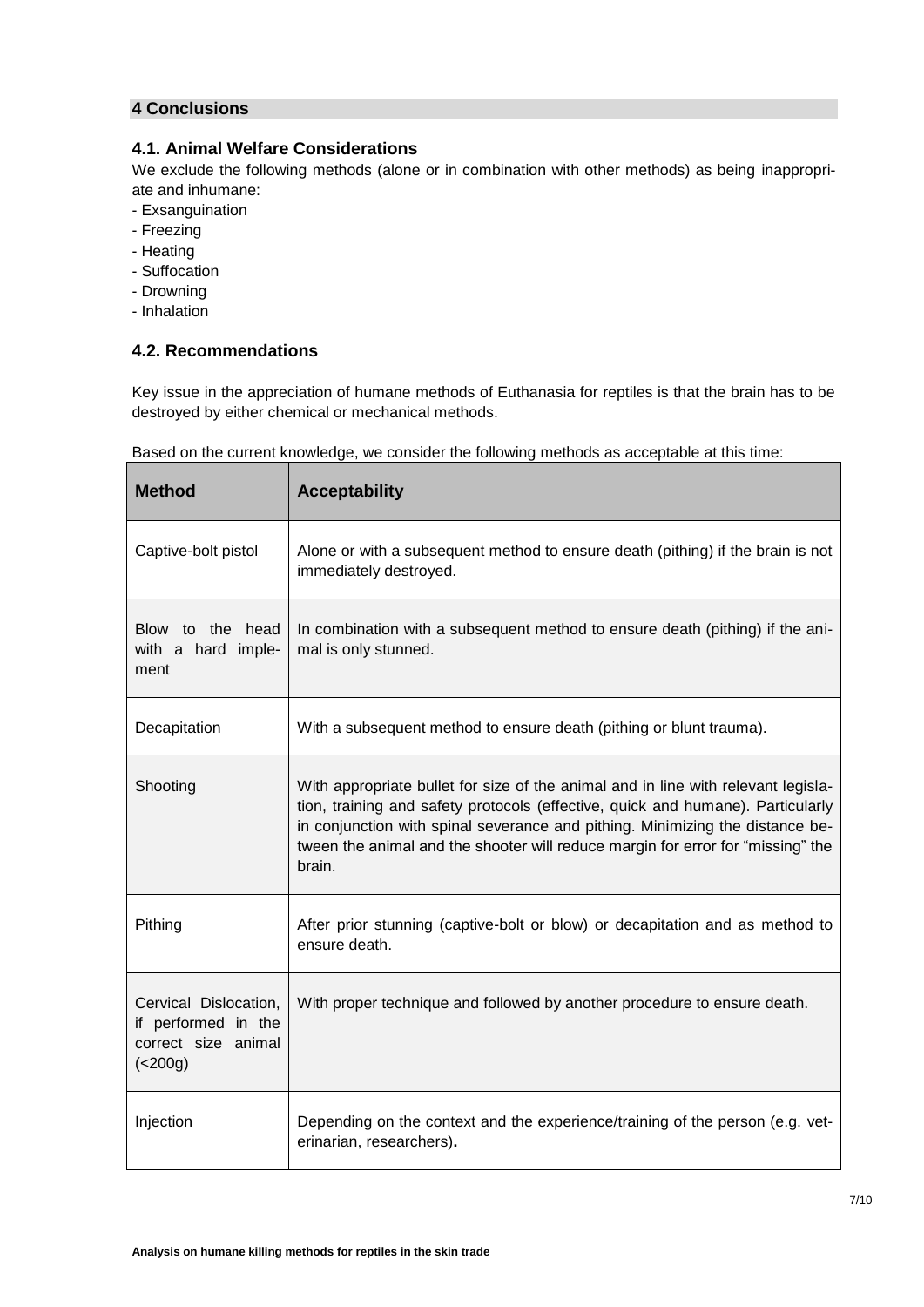## 4 Conclusions

### 4.1. Animal Welfare Considerations

We exclude the following methods (alone or in combination with other methods) as being inappropriate and inhumane:

- Exsanguination
- Freezing
- Heating
- Suffocation
- Drowning
- Inhalation

### 4.2. Recommendations

Key issue in the appreciation of humane methods of Euthanasia for reptiles is that the brain has to be destroyed by either chemical or mechanical methods.

Based on the current knowledge, we consider the following methods as acceptable at this time:

| Method | Acceptability |
|---|---|
| Captive-bolt pistol | Alone or with a subsequent method to ensure death (pithing) if the brain is not immediately destroyed. |
| Blow to the head with a hard implement | In combination with a subsequent method to ensure death (pithing) if the animal is only stunned. |
| Decapitation | With a subsequent method to ensure death (pithing or blunt trauma). |
| Shooting | With appropriate bullet for size of the animal and in line with relevant legislation, training and safety protocols (effective, quick and humane). Particularly in conjunction with spinal severance and pithing. Minimizing the distance between the animal and the shooter will reduce margin for error for "missing" the brain. |
| Pithing | After prior stunning (captive-bolt or blow) or decapitation and as method to ensure death. |
| Cervical Dislocation, if performed in the correct size animal (<200g) | With proper technique and followed by another procedure to ensure death. |
| Injection | Depending on the context and the experience/training of the person (e.g. veterinarian, researchers). |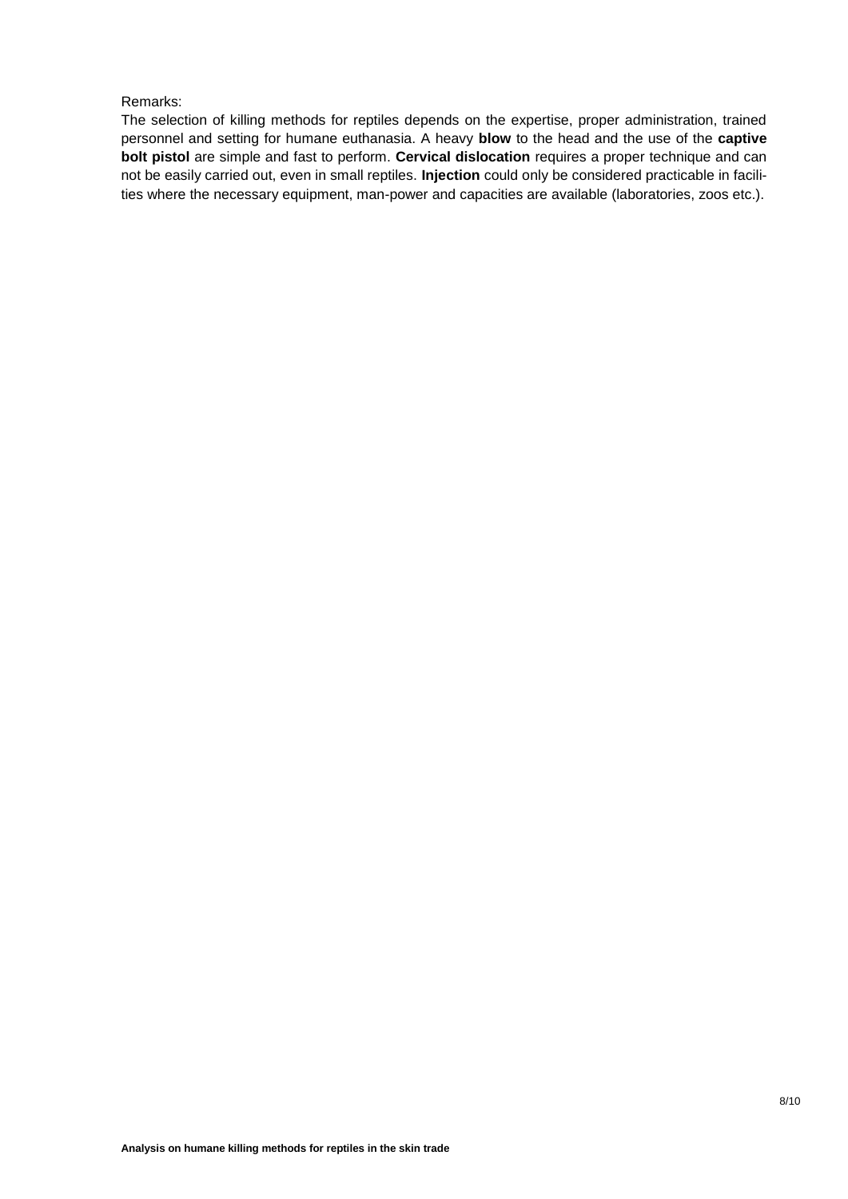Remarks:

The selection of killing methods for reptiles depends on the expertise, proper administration, trained personnel and setting for humane euthanasia. A heavy **blow** to the head and the use of the **captive bolt pistol** are simple and fast to perform. **Cervical dislocation** requires a proper technique and can not be easily carried out, even in small reptiles. **Injection** could only be considered practicable in facilities where the necessary equipment, man-power and capacities are available (laboratories, zoos etc.).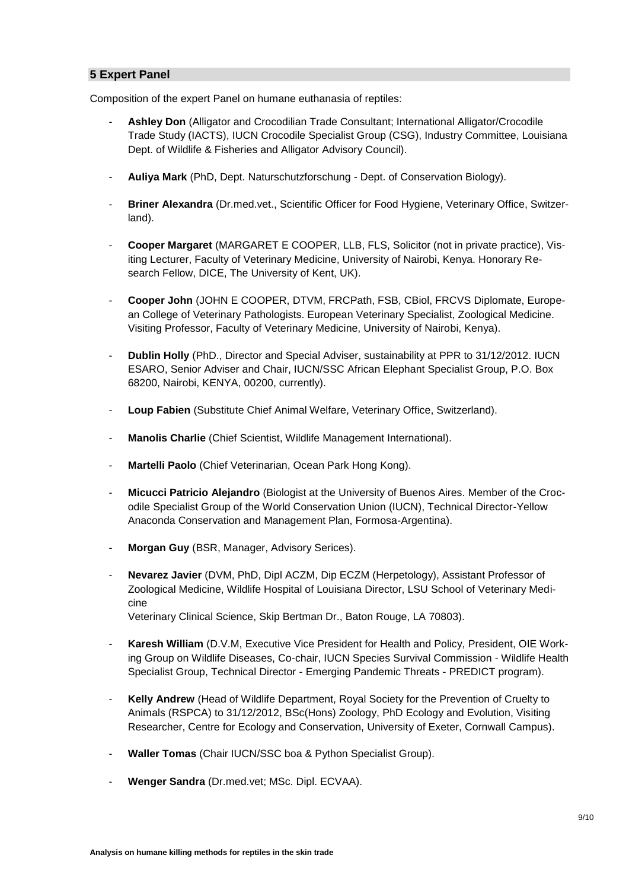## 5 Expert Panel

Composition of the expert Panel on humane euthanasia of reptiles:

- **Ashley Don** (Alligator and Crocodilian Trade Consultant; International Alligator/Crocodile Trade Study (IACTS), IUCN Crocodile Specialist Group (CSG), Industry Committee, Louisiana Dept. of Wildlife & Fisheries and Alligator Advisory Council).

- **Auliya Mark** (PhD, Dept. Naturschutzforschung - Dept. of Conservation Biology).

- **Briner Alexandra** (Dr.med.vet., Scientific Officer for Food Hygiene, Veterinary Office, Switzerland).

- **Cooper Margaret** (MARGARET E COOPER, LLB, FLS, Solicitor (not in private practice), Visiting Lecturer, Faculty of Veterinary Medicine, University of Nairobi, Kenya. Honorary Research Fellow, DICE, The University of Kent, UK).

- **Cooper John** (JOHN E COOPER, DTVM, FRCPath, FSB, CBiol, FRCVS Diplomate, European College of Veterinary Pathologists. European Veterinary Specialist, Zoological Medicine. Visiting Professor, Faculty of Veterinary Medicine, University of Nairobi, Kenya).

- **Dublin Holly** (PhD., Director and Special Adviser, sustainability at PPR to 31/12/2012. IUCN ESARO, Senior Adviser and Chair, IUCN/SSC African Elephant Specialist Group, P.O. Box 68200, Nairobi, KENYA, 00200, currently).

- **Loup Fabien** (Substitute Chief Animal Welfare, Veterinary Office, Switzerland).

- **Manolis Charlie** (Chief Scientist, Wildlife Management International).

- **Martelli Paolo** (Chief Veterinarian, Ocean Park Hong Kong).

- **Micucci Patricio Alejandro** (Biologist at the University of Buenos Aires. Member of the Crocodile Specialist Group of the World Conservation Union (IUCN), Technical Director-Yellow Anaconda Conservation and Management Plan, Formosa-Argentina).

- **Morgan Guy** (BSR, Manager, Advisory Serices).

- **Nevarez Javier** (DVM, PhD, Dipl ACZM, Dip ECZM (Herpetology), Assistant Professor of Zoological Medicine, Wildlife Hospital of Louisiana Director, LSU School of Veterinary Medicine
Veterinary Clinical Science, Skip Bertman Dr., Baton Rouge, LA 70803).

- **Karesh William** (D.V.M, Executive Vice President for Health and Policy, President, OIE Working Group on Wildlife Diseases, Co-chair, IUCN Species Survival Commission - Wildlife Health Specialist Group, Technical Director - Emerging Pandemic Threats - PREDICT program).

- **Kelly Andrew** (Head of Wildlife Department, Royal Society for the Prevention of Cruelty to Animals (RSPCA) to 31/12/2012, BSc(Hons) Zoology, PhD Ecology and Evolution, Visiting Researcher, Centre for Ecology and Conservation, University of Exeter, Cornwall Campus).

- **Waller Tomas** (Chair IUCN/SSC boa & Python Specialist Group).

- **Wenger Sandra** (Dr.med.vet; MSc. Dipl. ECVAA).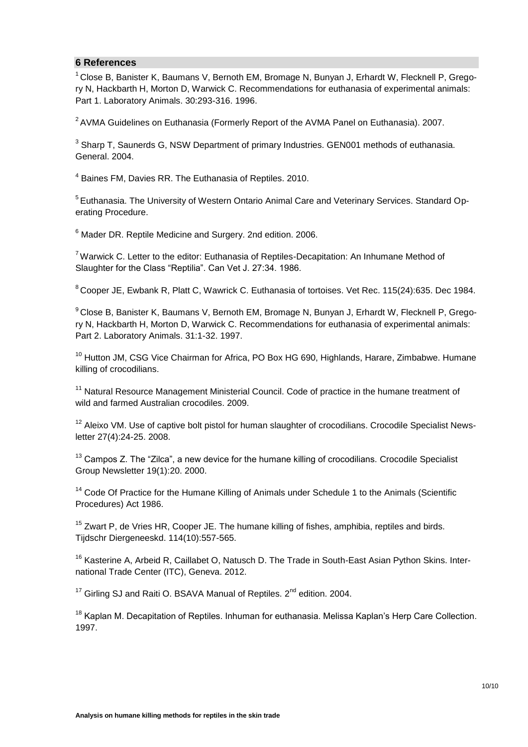## 6 References

[1] Close B, Banister K, Baumans V, Bernoth EM, Bromage N, Bunyan J, Erhardt W, Flecknell P, Gregory N, Hackbarth H, Morton D, Warwick C. Recommendations for euthanasia of experimental animals: Part 1. Laboratory Animals. 30:293-316. 1996.

[2] AVMA Guidelines on Euthanasia (Formerly Report of the AVMA Panel on Euthanasia). 2007.

[3] Sharp T, Saunerds G, NSW Department of primary Industries. GEN001 methods of euthanasia. General. 2004.

[4] Baines FM, Davies RR. The Euthanasia of Reptiles. 2010.

[5] Euthanasia. The University of Western Ontario Animal Care and Veterinary Services. Standard Operating Procedure.

[6] Mader DR. Reptile Medicine and Surgery. 2nd edition. 2006.

[7] Warwick C. Letter to the editor: Euthanasia of Reptiles-Decapitation: An Inhumane Method of Slaughter for the Class "Reptilia". Can Vet J. 27:34. 1986.

[8] Cooper JE, Ewbank R, Platt C, Wawrick C. Euthanasia of tortoises. Vet Rec. 115(24):635. Dec 1984.

[9] Close B, Banister K, Baumans V, Bernoth EM, Bromage N, Bunyan J, Erhardt W, Flecknell P, Gregory N, Hackbarth H, Morton D, Warwick C. Recommendations for euthanasia of experimental animals: Part 2. Laboratory Animals. 31:1-32. 1997.

[10] Hutton JM, CSG Vice Chairman for Africa, PO Box HG 690, Highlands, Harare, Zimbabwe. Humane killing of crocodilians.

[11] Natural Resource Management Ministerial Council. Code of practice in the humane treatment of wild and farmed Australian crocodiles. 2009.

[12] Aleixo VM. Use of captive bolt pistol for human slaughter of crocodilians. Crocodile Specialist Newsletter 27(4):24-25. 2008.

[13] Campos Z. The "Zilca", a new device for the humane killing of crocodilians. Crocodile Specialist Group Newsletter 19(1):20. 2000.

[14] Code Of Practice for the Humane Killing of Animals under Schedule 1 to the Animals (Scientific Procedures) Act 1986.

[15] Zwart P, de Vries HR, Cooper JE. The humane killing of fishes, amphibia, reptiles and birds. Tijdschr Diergeneeskd. 114(10):557-565.

[16] Kasterine A, Arbeid R, Caillabet O, Natusch D. The Trade in South-East Asian Python Skins. International Trade Center (ITC), Geneva. 2012.

[17] Girling SJ and Raiti O. BSAVA Manual of Reptiles. 2nd edition. 2004.

[18] Kaplan M. Decapitation of Reptiles. Inhuman for euthanasia. Melissa Kaplan's Herp Care Collection. 1997.